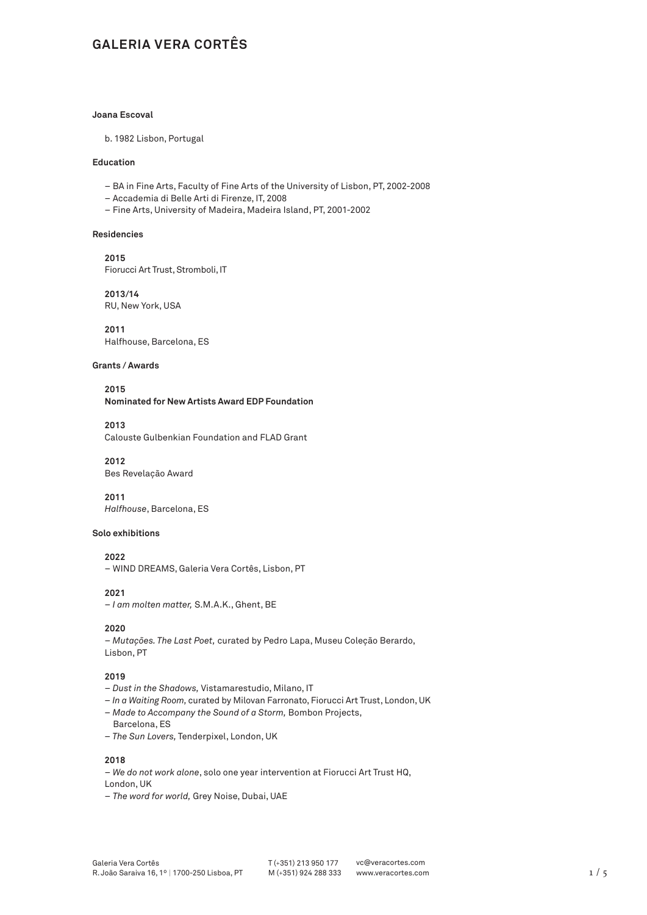# GALERIA VERA CORTÊS

**Joana Escoval**

b. 1982 Lisbon, Portugal

**Education**

- BA in Fine Arts, Faculty of Fine Arts of the University of Lisbon, PT, 2002-2008
- Accademia di Belle Arti di Firenze, IT, 2008
- Fine Arts, University of Madeira, Madeira Island, PT, 2001-2002

**Residencies**

**2015**
Fiorucci Art Trust, Stromboli, IT

**2013/14**
RU, New York, USA

**2011**
Halfhouse, Barcelona, ES

**Grants / Awards**

**2015**
**Nominated for New Artists Award EDP Foundation**

**2013**
Calouste Gulbenkian Foundation and FLAD Grant

**2012**
Bes Revelação Award

**2011**
*Halfhouse*, Barcelona, ES

**Solo exhibitions**

**2022**
– WIND DREAMS, Galeria Vera Cortês, Lisbon, PT

**2021**
– *I am molten matter,* S.M.A.K., Ghent, BE

**2020**
– *Mutações. The Last Poet,* curated by Pedro Lapa, Museu Coleção Berardo, Lisbon, PT

**2019**
– *Dust in the Shadows,* Vistamarestudio, Milano, IT
– *In a Waiting Room,* curated by Milovan Farronato, Fiorucci Art Trust, London, UK
– *Made to Accompany the Sound of a Storm,* Bombon Projects, Barcelona, ES
– *The Sun Lovers,* Tenderpixel, London, UK

**2018**
– *We do not work alone*, solo one year intervention at Fiorucci Art Trust HQ, London, UK
– *The word for world,* Grey Noise, Dubai, UAE

Galeria Vera Cortês
R. João Saraiva 16, 1º | 1700-250 Lisboa, PT
T (+351) 213 950 177
M (+351) 924 288 333
vc@veracortes.com
www.veracortes.com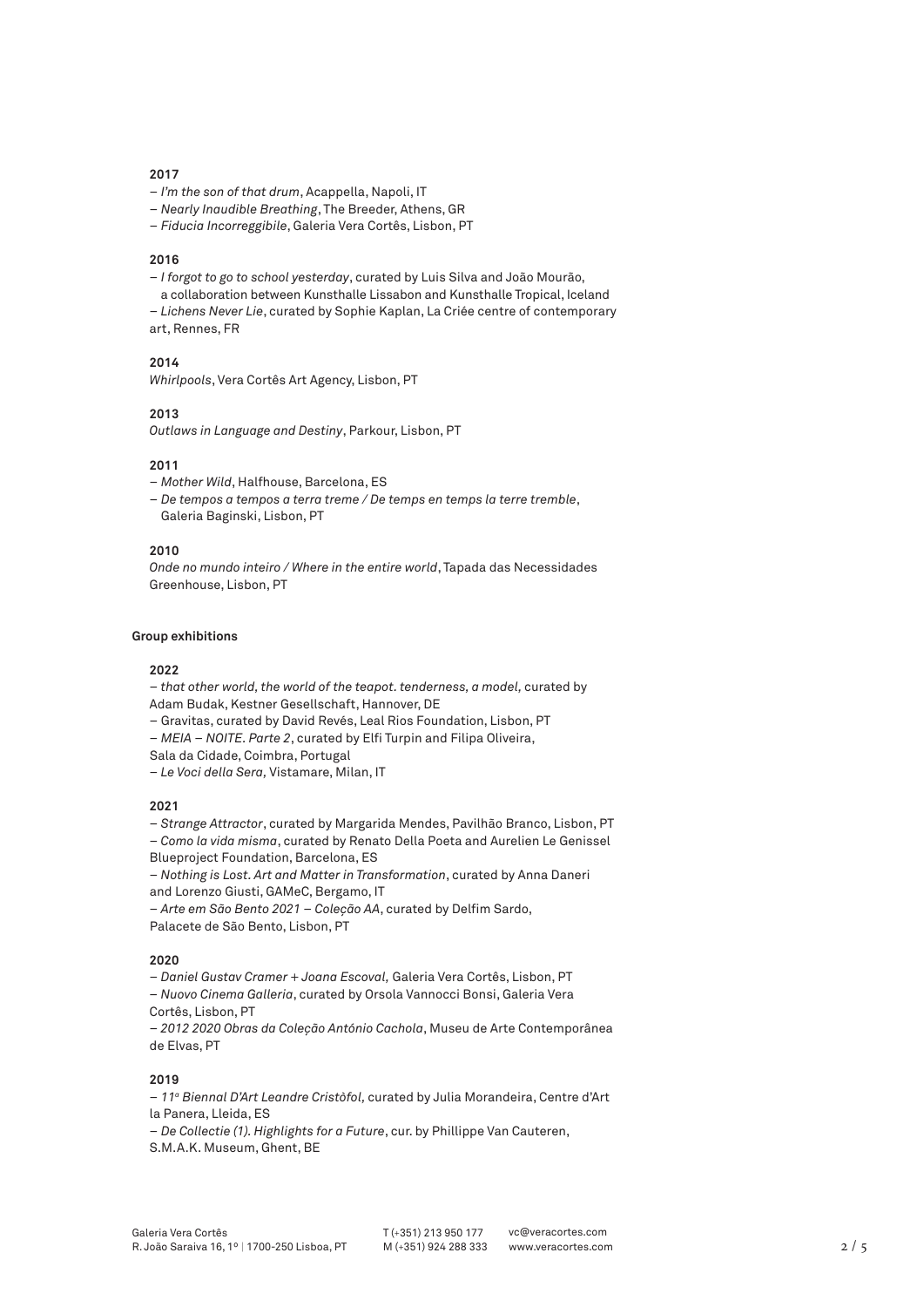**2017**

– *I'm the son of that drum*, Acappella, Napoli, IT
– *Nearly Inaudible Breathing*, The Breeder, Athens, GR
– *Fiducia Incorreggibile*, Galeria Vera Cortês, Lisbon, PT

**2016**

– *I forgot to go to school yesterday*, curated by Luis Silva and João Mourão, a collaboration between Kunsthalle Lissabon and Kunsthalle Tropical, Iceland
– *Lichens Never Lie*, curated by Sophie Kaplan, La Criée centre of contemporary art, Rennes, FR

**2014**

*Whirlpools*, Vera Cortês Art Agency, Lisbon, PT

**2013**

*Outlaws in Language and Destiny*, Parkour, Lisbon, PT

**2011**

– *Mother Wild*, Halfhouse, Barcelona, ES
– *De tempos a tempos a terra treme / De temps en temps la terre tremble*, Galeria Baginski, Lisbon, PT

**2010**

*Onde no mundo inteiro / Where in the entire world*, Tapada das Necessidades Greenhouse, Lisbon, PT

**Group exhibitions**

**2022**

– *that other world, the world of the teapot. tenderness, a model,* curated by Adam Budak, Kestner Gesellschaft, Hannover, DE
– Gravitas, curated by David Revés, Leal Rios Foundation, Lisbon, PT
– *MEIA – NOITE. Parte 2*, curated by Elfi Turpin and Filipa Oliveira, Sala da Cidade, Coimbra, Portugal
– *Le Voci della Sera,* Vistamare, Milan, IT

**2021**

– *Strange Attractor*, curated by Margarida Mendes, Pavilhão Branco, Lisbon, PT
– *Como la vida misma*, curated by Renato Della Poeta and Aurelien Le Genissel Blueproject Foundation, Barcelona, ES
– *Nothing is Lost. Art and Matter in Transformation*, curated by Anna Daneri and Lorenzo Giusti, GAMeC, Bergamo, IT
– *Arte em São Bento 2021 – Coleção AA*, curated by Delfim Sardo, Palacete de São Bento, Lisbon, PT

**2020**

– *Daniel Gustav Cramer + Joana Escoval,* Galeria Vera Cortês, Lisbon, PT
– *Nuovo Cinema Galleria*, curated by Orsola Vannocci Bonsi, Galeria Vera Cortês, Lisbon, PT
– *2012 2020 Obras da Coleção António Cachola*, Museu de Arte Contemporânea de Elvas, PT

**2019**

– *11ª Biennal D'Art Leandre Cristòfol*, curated by Julia Morandeira, Centre d'Art la Panera, Lleida, ES
– *De Collectie (1). Highlights for a Future*, cur. by Phillippe Van Cauteren, S.M.A.K. Museum, Ghent, BE

Galeria Vera Cortês
R. João Saraiva 16, 1º | 1700-250 Lisboa, PT
T (+351) 213 950 177
M (+351) 924 288 333
vc@veracortes.com
www.veracortes.com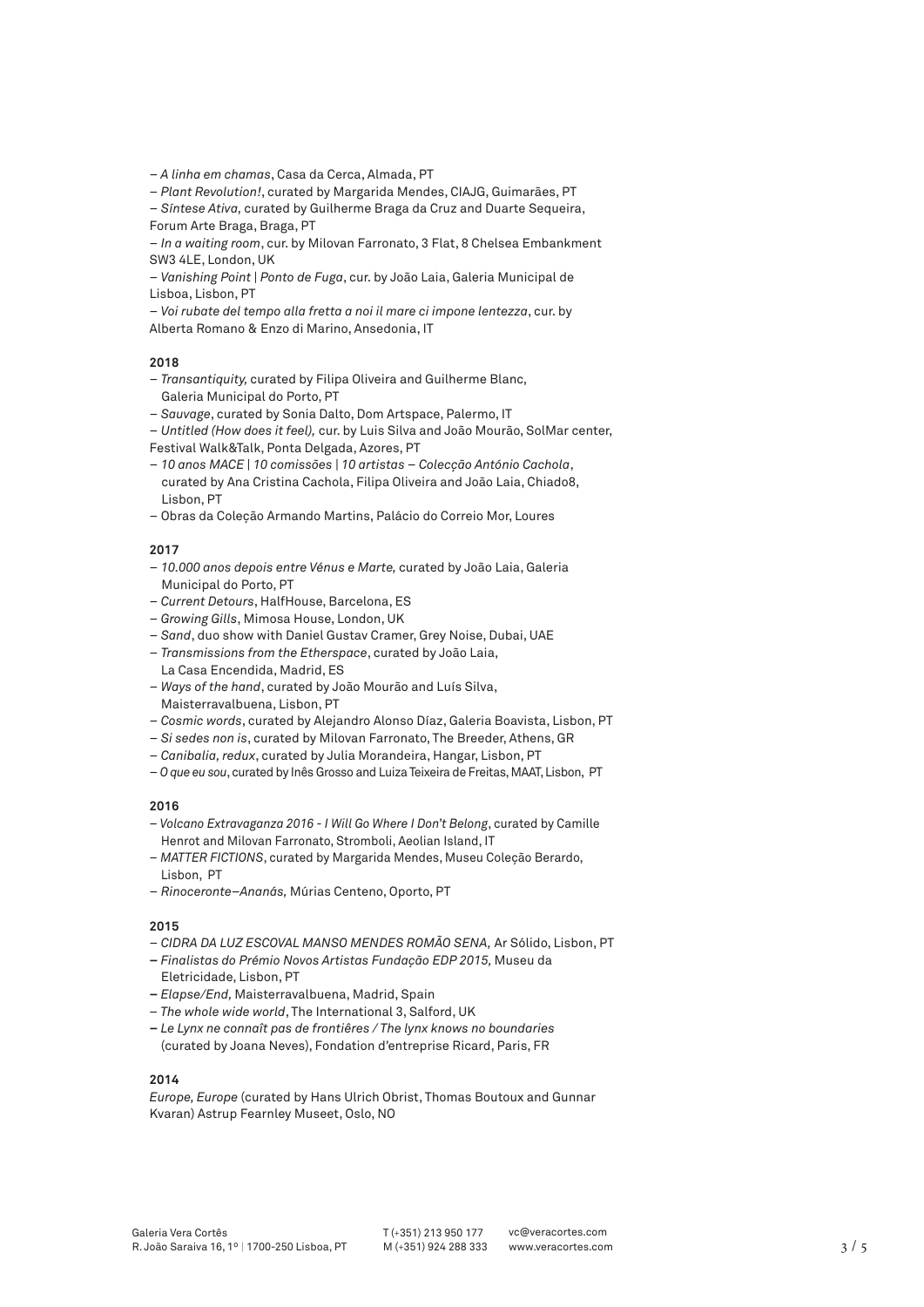– *A linha em chamas*, Casa da Cerca, Almada, PT
– *Plant Revolution!*, curated by Margarida Mendes, CIAJG, Guimarães, PT
– *Síntese Ativa,* curated by Guilherme Braga da Cruz and Duarte Sequeira, Forum Arte Braga, Braga, PT
– *In a waiting room*, cur. by Milovan Farronato, 3 Flat, 8 Chelsea Embankment SW3 4LE, London, UK
– *Vanishing Point | Ponto de Fuga*, cur. by João Laia, Galeria Municipal de Lisboa, Lisbon, PT
– *Voi rubate del tempo alla fretta a noi il mare ci impone lentezza*, cur. by Alberta Romano & Enzo di Marino, Ansedonia, IT

**2018**

– *Transantiquity,* curated by Filipa Oliveira and Guilherme Blanc, Galeria Municipal do Porto, PT
– *Sauvage*, curated by Sonia Dalto, Dom Artspace, Palermo, IT
– *Untitled (How does it feel),* cur. by Luis Silva and João Mourão, SolMar center, Festival Walk&Talk, Ponta Delgada, Azores, PT
– *10 anos MACE | 10 comissões | 10 artistas – Colecção António Cachola*, curated by Ana Cristina Cachola, Filipa Oliveira and João Laia, Chiado8, Lisbon, PT
– Obras da Coleção Armando Martins, Palácio do Correio Mor, Loures

**2017**

– *10.000 anos depois entre Vénus e Marte,* curated by João Laia, Galeria Municipal do Porto, PT
– *Current Detours*, HalfHouse, Barcelona, ES
– *Growing Gills*, Mimosa House, London, UK
– *Sand*, duo show with Daniel Gustav Cramer, Grey Noise, Dubai, UAE
– *Transmissions from the Etherspace*, curated by João Laia, La Casa Encendida, Madrid, ES
– *Ways of the hand*, curated by João Mourão and Luís Silva, Maisterravalbuena, Lisbon, PT
– *Cosmic words*, curated by Alejandro Alonso Díaz, Galeria Boavista, Lisbon, PT
– *Si sedes non is*, curated by Milovan Farronato, The Breeder, Athens, GR
– *Canibalia, redux*, curated by Julia Morandeira, Hangar, Lisbon, PT
– *O que eu sou*, curated by Inês Grosso and Luiza Teixeira de Freitas, MAAT, Lisbon, PT

**2016**

– *Volcano Extravaganza 2016 - I Will Go Where I Don't Belong*, curated by Camille Henrot and Milovan Farronato, Stromboli, Aeolian Island, IT
– *MATTER FICTIONS*, curated by Margarida Mendes, Museu Coleção Berardo, Lisbon, PT
– *Rinoceronte–Ananás,* Múrias Centeno, Oporto, PT

**2015**

– *CIDRA DA LUZ ESCOVAL MANSO MENDES ROMÃO SENA,* Ar Sólido, Lisbon, PT
– *Finalistas do Prémio Novos Artistas Fundação EDP 2015,* Museu da Eletricidade, Lisbon, PT
– *Elapse/End,* Maisterravalbuena, Madrid, Spain
– *The whole wide world*, The International 3, Salford, UK
– *Le Lynx ne connaît pas de frontières / The lynx knows no boundaries* (curated by Joana Neves), Fondation d'entreprise Ricard, Paris, FR

**2014**

*Europe, Europe* (curated by Hans Ulrich Obrist, Thomas Boutoux and Gunnar Kvaran) Astrup Fearnley Museet, Oslo, NO

Galeria Vera Cortês
R. João Saraiva 16, 1º | 1700-250 Lisboa, PT
T (+351) 213 950 177
M (+351) 924 288 333
vc@veracortes.com
www.veracortes.com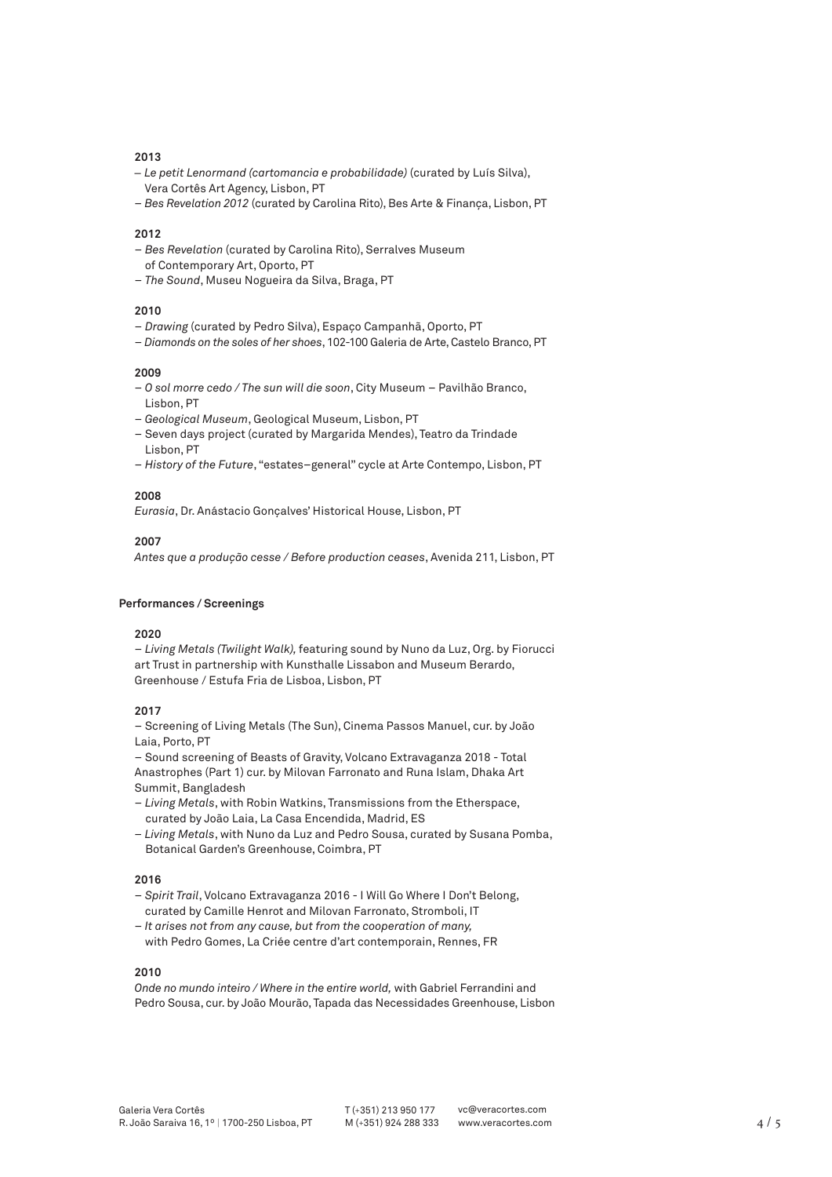**2013**

– *Le petit Lenormand (cartomancia e probabilidade)* (curated by Luís Silva), Vera Cortês Art Agency, Lisbon, PT
– *Bes Revelation 2012* (curated by Carolina Rito), Bes Arte & Finança, Lisbon, PT

**2012**

– *Bes Revelation* (curated by Carolina Rito), Serralves Museum of Contemporary Art, Oporto, PT
– *The Sound*, Museu Nogueira da Silva, Braga, PT

**2010**

– *Drawing* (curated by Pedro Silva), Espaço Campanhã, Oporto, PT
– *Diamonds on the soles of her shoes*, 102-100 Galeria de Arte, Castelo Branco, PT

**2009**

– *O sol morre cedo / The sun will die soon*, City Museum – Pavilhão Branco, Lisbon, PT
– *Geological Museum*, Geological Museum, Lisbon, PT
– Seven days project (curated by Margarida Mendes), Teatro da Trindade Lisbon, PT
– *History of the Future*, "estates–general" cycle at Arte Contempo, Lisbon, PT

**2008**

*Eurasia*, Dr. Anástacio Gonçalves' Historical House, Lisbon, PT

**2007**

*Antes que a produção cesse / Before production ceases*, Avenida 211, Lisbon, PT

**Performances / Screenings**

**2020**

– *Living Metals (Twilight Walk),* featuring sound by Nuno da Luz, Org. by Fiorucci art Trust in partnership with Kunsthalle Lissabon and Museum Berardo, Greenhouse / Estufa Fria de Lisboa, Lisbon, PT

**2017**

– Screening of Living Metals (The Sun), Cinema Passos Manuel, cur. by João Laia, Porto, PT
– Sound screening of Beasts of Gravity, Volcano Extravaganza 2018 - Total Anastrophes (Part 1) cur. by Milovan Farronato and Runa Islam, Dhaka Art Summit, Bangladesh
– *Living Metals*, with Robin Watkins, Transmissions from the Etherspace, curated by João Laia, La Casa Encendida, Madrid, ES
– *Living Metals*, with Nuno da Luz and Pedro Sousa, curated by Susana Pomba, Botanical Garden's Greenhouse, Coimbra, PT

**2016**

– *Spirit Trail*, Volcano Extravaganza 2016 - I Will Go Where I Don't Belong, curated by Camille Henrot and Milovan Farronato, Stromboli, IT
– *It arises not from any cause, but from the cooperation of many,* with Pedro Gomes, La Criée centre d'art contemporain, Rennes, FR

**2010**

*Onde no mundo inteiro / Where in the entire world,* with Gabriel Ferrandini and Pedro Sousa, cur. by João Mourão, Tapada das Necessidades Greenhouse, Lisbon

Galeria Vera Cortês
R. João Saraiva 16, 1º | 1700-250 Lisboa, PT
T (+351) 213 950 177
M (+351) 924 288 333
vc@veracortes.com
www.veracortes.com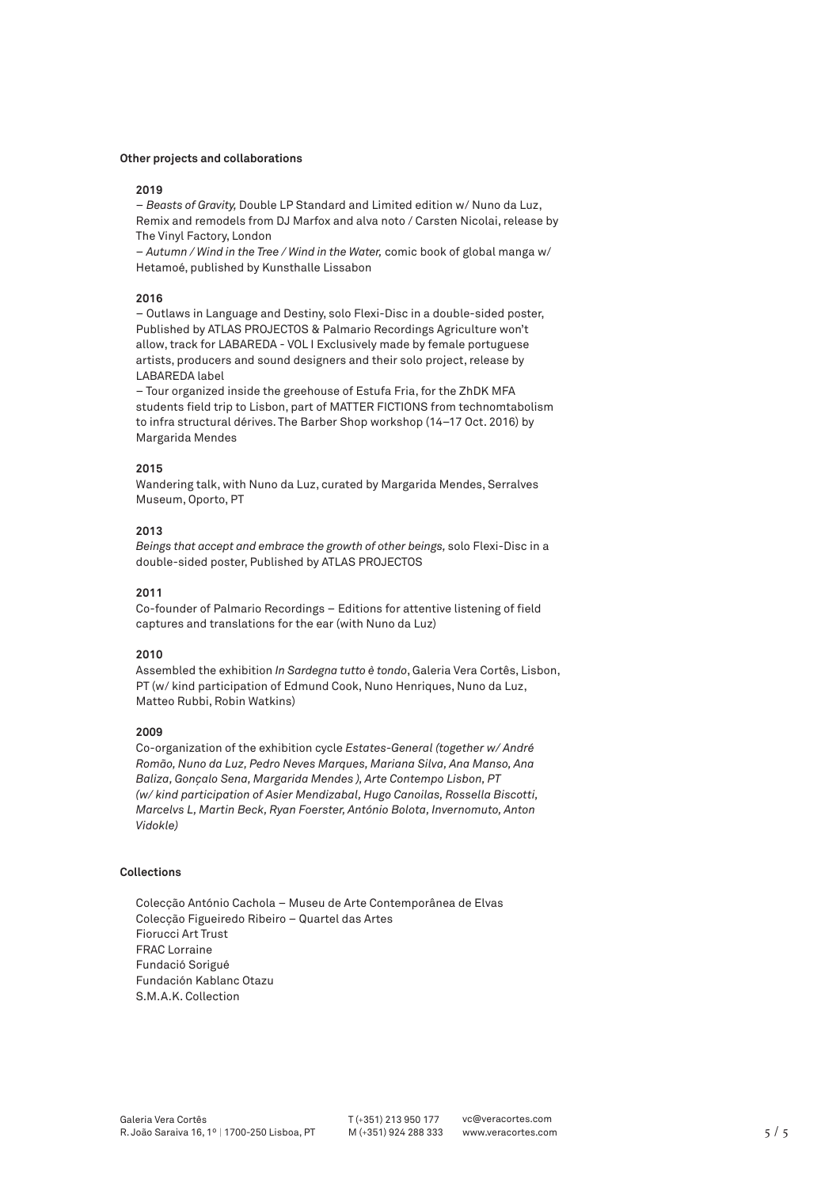**Other projects and collaborations**

**2019**

– *Beasts of Gravity,* Double LP Standard and Limited edition w/ Nuno da Luz, Remix and remodels from DJ Marfox and alva noto / Carsten Nicolai, release by The Vinyl Factory, London

– *Autumn / Wind in the Tree / Wind in the Water,* comic book of global manga w/ Hetamoé, published by Kunsthalle Lissabon

**2016**

– Outlaws in Language and Destiny, solo Flexi-Disc in a double-sided poster, Published by ATLAS PROJECTOS & Palmario Recordings Agriculture won't allow, track for LABAREDA - VOL I Exclusively made by female portuguese artists, producers and sound designers and their solo project, release by LABAREDA label

– Tour organized inside the greehouse of Estufa Fria, for the ZhDK MFA students field trip to Lisbon, part of MATTER FICTIONS from technomtabolism to infra structural dérives. The Barber Shop workshop (14–17 Oct. 2016) by Margarida Mendes

**2015**

Wandering talk, with Nuno da Luz, curated by Margarida Mendes, Serralves Museum, Oporto, PT

**2013**

*Beings that accept and embrace the growth of other beings,* solo Flexi-Disc in a double-sided poster, Published by ATLAS PROJECTOS

**2011**

Co-founder of Palmario Recordings – Editions for attentive listening of field captures and translations for the ear (with Nuno da Luz)

**2010**

Assembled the exhibition *In Sardegna tutto è tondo*, Galeria Vera Cortês, Lisbon, PT (w/ kind participation of Edmund Cook, Nuno Henriques, Nuno da Luz, Matteo Rubbi, Robin Watkins)

**2009**

Co-organization of the exhibition cycle *Estates-General (together w/ André Romão, Nuno da Luz, Pedro Neves Marques, Mariana Silva, Ana Manso, Ana Baliza, Gonçalo Sena, Margarida Mendes ), Arte Contempo Lisbon, PT (w/ kind participation of Asier Mendizabal, Hugo Canoilas, Rossella Biscotti, Marcelvs L, Martin Beck, Ryan Foerster, António Bolota, Invernomuto, Anton Vidokle)*

**Collections**

Colecção António Cachola – Museu de Arte Contemporânea de Elvas
Colecção Figueiredo Ribeiro – Quartel das Artes
Fiorucci Art Trust
FRAC Lorraine
Fundació Sorigué
Fundación Kablanc Otazu
S.M.A.K. Collection